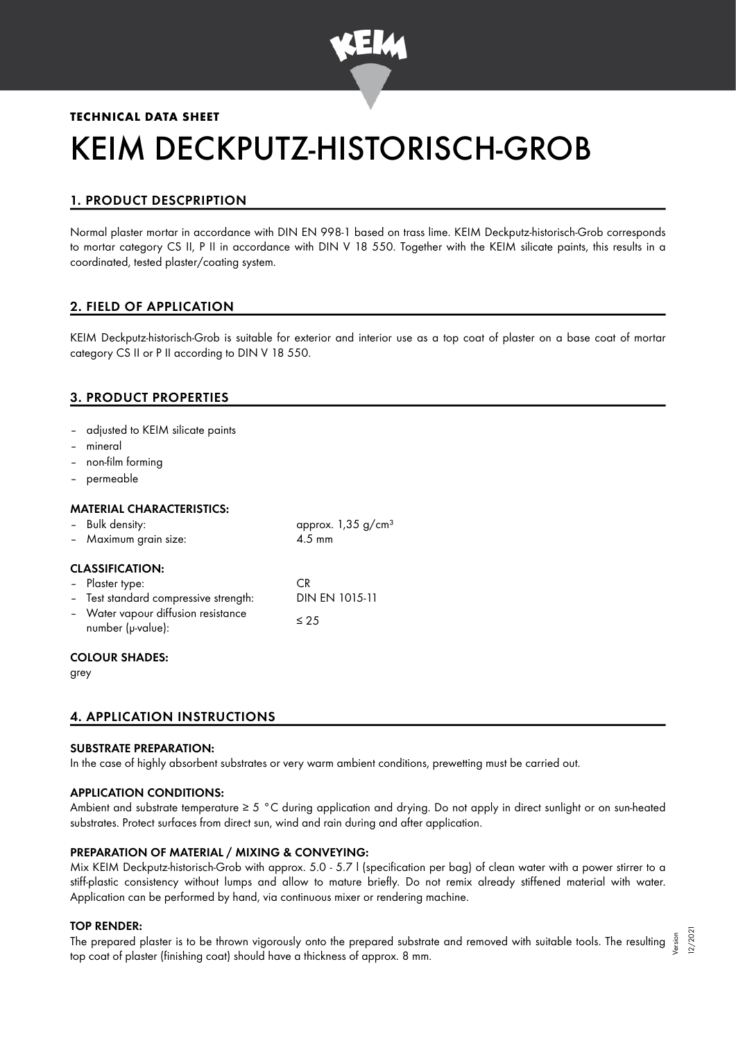**TECHNICAL DATA SHEET**

# KEIM DECKPUTZ-HISTORISCH-GROB

## 1. PRODUCT DESCPRIPTION

Normal plaster mortar in accordance with DIN EN 998-1 based on trass lime. KEIM Deckputz-historisch-Grob corresponds to mortar category CS II, P II in accordance with DIN V 18 550. Together with the KEIM silicate paints, this results in a coordinated, tested plaster/coating system.

## 2. FIELD OF APPLICATION

KEIM Deckputz-historisch-Grob is suitable for exterior and interior use as a top coat of plaster on a base coat of mortar category CS II or P II according to DIN V 18 550.

## 3. PRODUCT PROPERTIES

- adjusted to KEIM silicate paints
- mineral
- non-film forming
- permeable

### MATERIAL CHARACTERISTICS:

| | |
|---|---|
| – Bulk density: | approx. 1,35 g/cm³ |
| – Maximum grain size: | 4.5 mm |

### CLASSIFICATION:

| | |
|---|---|
| – Plaster type: | CR |
| – Test standard compressive strength: | DIN EN 1015-11 |
| – Water vapour diffusion resistance number (μ-value): | ≤ 25 |

### COLOUR SHADES:

grey

## 4. APPLICATION INSTRUCTIONS

### SUBSTRATE PREPARATION:

In the case of highly absorbent substrates or very warm ambient conditions, prewetting must be carried out.

### APPLICATION CONDITIONS:

Ambient and substrate temperature ≥ 5 °C during application and drying. Do not apply in direct sunlight or on sun-heated substrates. Protect surfaces from direct sun, wind and rain during and after application.

### PREPARATION OF MATERIAL / MIXING & CONVEYING:

Mix KEIM Deckputz-historisch-Grob with approx. 5.0 - 5.7 l (specification per bag) of clean water with a power stirrer to a stiff-plastic consistency without lumps and allow to mature briefly. Do not remix already stiffened material with water. Application can be performed by hand, via continuous mixer or rendering machine.

### TOP RENDER:

The prepared plaster is to be thrown vigorously onto the prepared substrate and removed with suitable tools. The resulting top coat of plaster (finishing coat) should have a thickness of approx. 8 mm.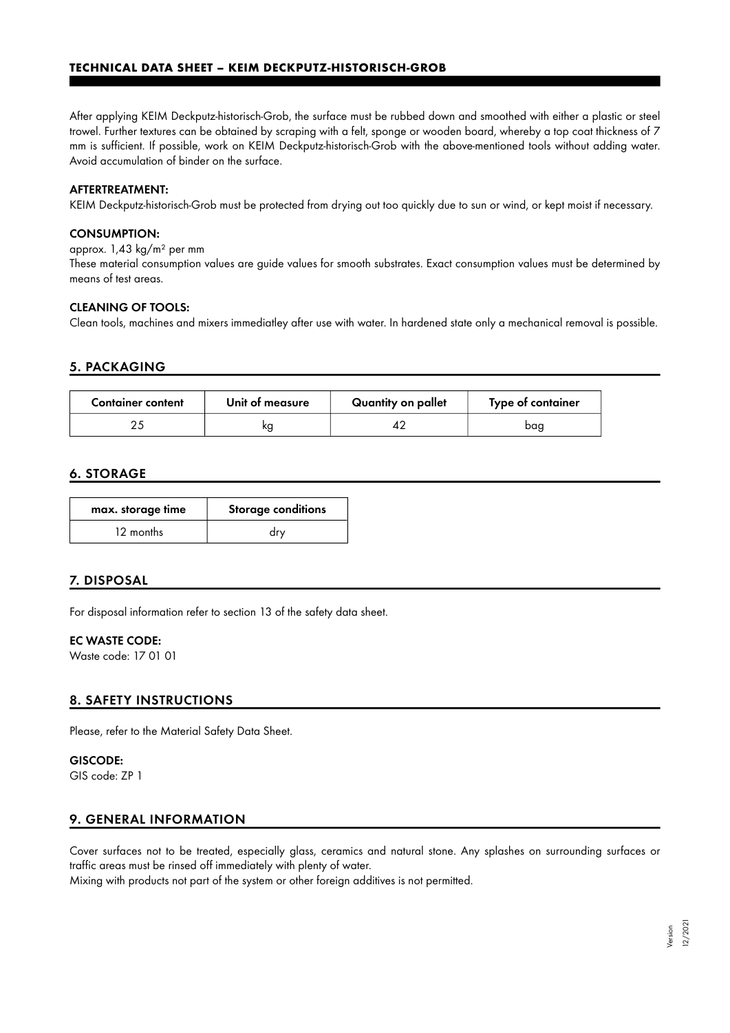After applying KEIM Deckputz-historisch-Grob, the surface must be rubbed down and smoothed with either a plastic or steel trowel. Further textures can be obtained by scraping with a felt, sponge or wooden board, whereby a top coat thickness of 7 mm is sufficient. If possible, work on KEIM Deckputz-historisch-Grob with the above-mentioned tools without adding water. Avoid accumulation of binder on the surface.

**AFTERTREATMENT:**
KEIM Deckputz-historisch-Grob must be protected from drying out too quickly due to sun or wind, or kept moist if necessary.

**CONSUMPTION:**
approx. 1,43 kg/m² per mm
These material consumption values are guide values for smooth substrates. Exact consumption values must be determined by means of test areas.

**CLEANING OF TOOLS:**
Clean tools, machines and mixers immediatley after use with water. In hardened state only a mechanical removal is possible.

## 5. PACKAGING

| Container content | Unit of measure | Quantity on pallet | Type of container |
|---|---|---|---|
| 25 | kg | 42 | bag |

## 6. STORAGE

| max. storage time | Storage conditions |
|---|---|
| 12 months | dry |

## 7. DISPOSAL

For disposal information refer to section 13 of the safety data sheet.

**EC WASTE CODE:**
Waste code: 17 01 01

## 8. SAFETY INSTRUCTIONS

Please, refer to the Material Safety Data Sheet.

**GISCODE:**
GIS code: ZP 1

## 9. GENERAL INFORMATION

Cover surfaces not to be treated, especially glass, ceramics and natural stone. Any splashes on surrounding surfaces or traffic areas must be rinsed off immediately with plenty of water.
Mixing with products not part of the system or other foreign additives is not permitted.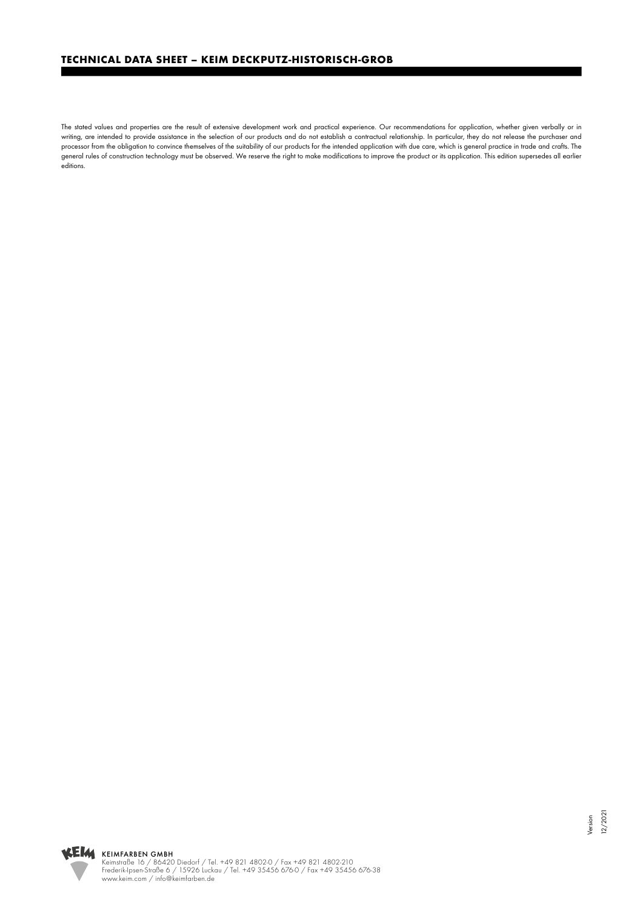The stated values and properties are the result of extensive development work and practical experience. Our recommendations for application, whether given verbally or in writing, are intended to provide assistance in the selection of our products and do not establish a contractual relationship. In particular, they do not release the purchaser and processor from the obligation to convince themselves of the suitability of our products for the intended application with due care, which is general practice in trade and crafts. The general rules of construction technology must be observed. We reserve the right to make modifications to improve the product or its application. This edition supersedes all earlier editions.

KEIMFARBEN GMBH
Keimstraße 16 / 86420 Diedorf / Tel. +49 821 4802-0 / Fax +49 821 4802-210
Frederik-Ipsen-Straße 6 / 15926 Luckau / Tel. +49 35456 676-0 / Fax +49 35456 676-38
www.keim.com / info@keimfarben.de

Version 12/2021